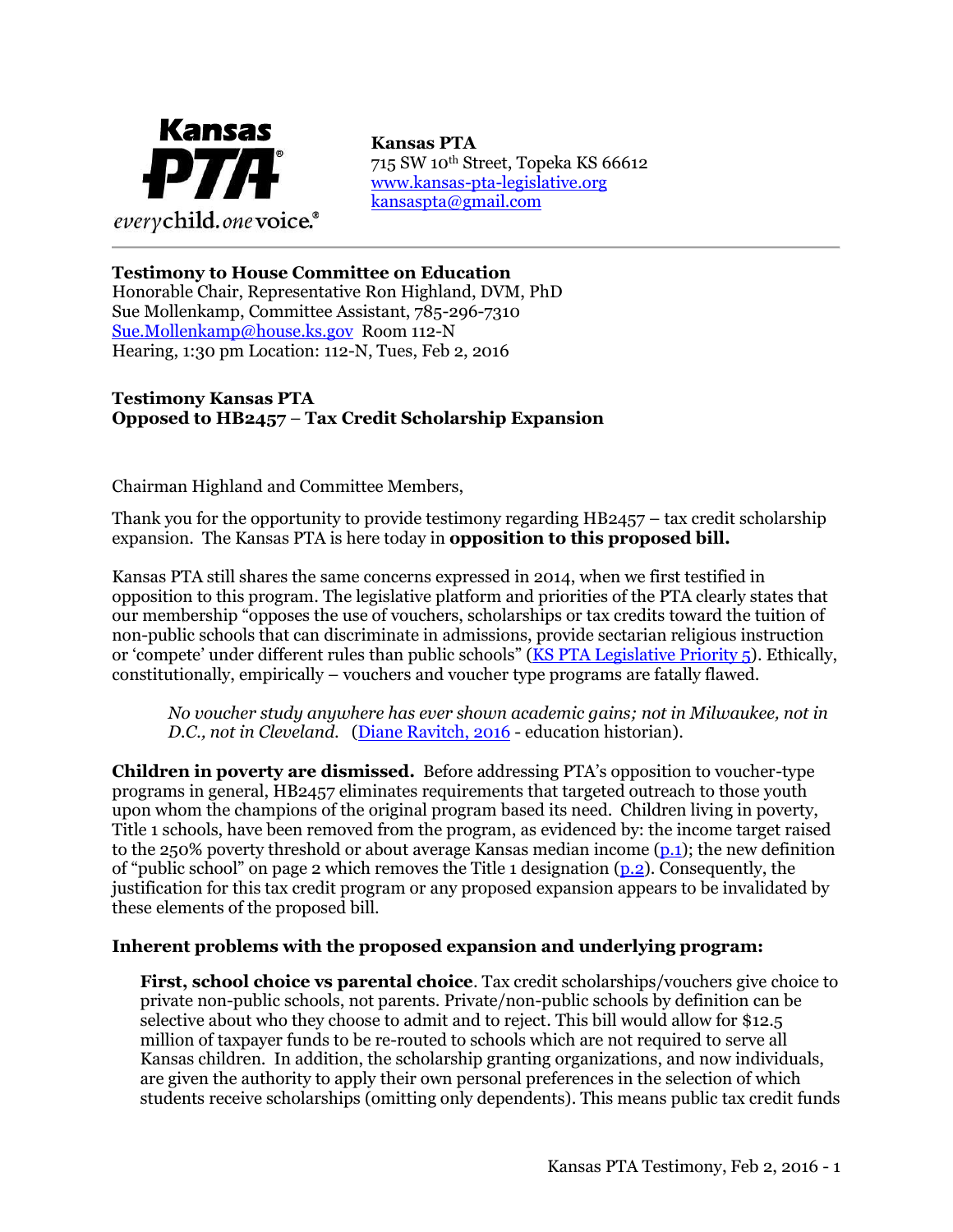**Kansas PTA**
715 SW 10th Street, Topeka KS 66612
[www.kansas-pta-legislative.org](www.kansas-pta-legislative.org)
[kansaspta@gmail.com](mailto:kansaspta@gmail.com)

---

**Testimony to House Committee on Education**
Honorable Chair, Representative Ron Highland, DVM, PhD
Sue Mollenkamp, Committee Assistant, 785-296-7310
[Sue.Mollenkamp@house.ks.gov](mailto:Sue.Mollenkamp@house.ks.gov) Room 112-N
Hearing, 1:30 pm Location: 112-N, Tues, Feb 2, 2016

**Testimony Kansas PTA**
**Opposed to HB2457 – Tax Credit Scholarship Expansion**

Chairman Highland and Committee Members,

Thank you for the opportunity to provide testimony regarding HB2457 – tax credit scholarship expansion. The Kansas PTA is here today in **opposition to this proposed bill.**

Kansas PTA still shares the same concerns expressed in 2014, when we first testified in opposition to this program. The legislative platform and priorities of the PTA clearly states that our membership "opposes the use of vouchers, scholarships or tax credits toward the tuition of non-public schools that can discriminate in admissions, provide sectarian religious instruction or 'compete' under different rules than public schools" (KS PTA Legislative Priority 5). Ethically, constitutionally, empirically – vouchers and voucher type programs are fatally flawed.

> *No voucher study anywhere has ever shown academic gains; not in Milwaukee, not in D.C., not in Cleveland.* (Diane Ravitch, 2016 - education historian).

**Children in poverty are dismissed.** Before addressing PTA's opposition to voucher-type programs in general, HB2457 eliminates requirements that targeted outreach to those youth upon whom the champions of the original program based its need. Children living in poverty, Title 1 schools, have been removed from the program, as evidenced by: the income target raised to the 250% poverty threshold or about average Kansas median income (p.1); the new definition of "public school" on page 2 which removes the Title 1 designation (p.2). Consequently, the justification for this tax credit program or any proposed expansion appears to be invalidated by these elements of the proposed bill.

**Inherent problems with the proposed expansion and underlying program:**

**First, school choice vs parental choice**. Tax credit scholarships/vouchers give choice to private non-public schools, not parents. Private/non-public schools by definition can be selective about who they choose to admit and to reject. This bill would allow for $12.5 million of taxpayer funds to be re-routed to schools which are not required to serve all Kansas children. In addition, the scholarship granting organizations, and now individuals, are given the authority to apply their own personal preferences in the selection of which students receive scholarships (omitting only dependents). This means public tax credit funds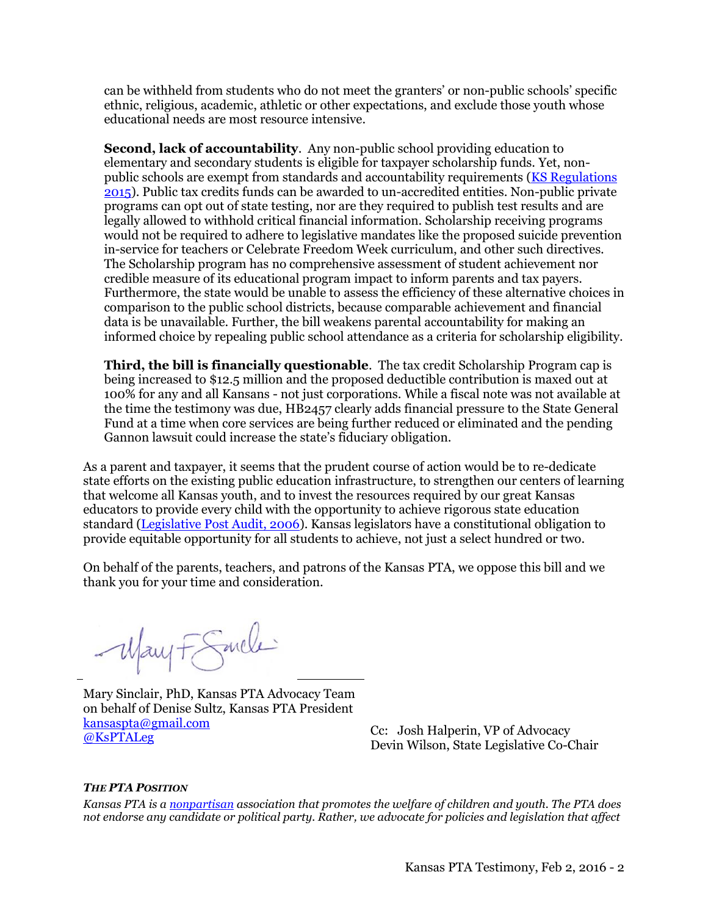can be withheld from students who do not meet the granters' or non-public schools' specific ethnic, religious, academic, athletic or other expectations, and exclude those youth whose educational needs are most resource intensive.

**Second, lack of accountability**. Any non-public school providing education to elementary and secondary students is eligible for taxpayer scholarship funds. Yet, non-public schools are exempt from standards and accountability requirements (KS Regulations 2015). Public tax credits funds can be awarded to un-accredited entities. Non-public private programs can opt out of state testing, nor are they required to publish test results and are legally allowed to withhold critical financial information. Scholarship receiving programs would not be required to adhere to legislative mandates like the proposed suicide prevention in-service for teachers or Celebrate Freedom Week curriculum, and other such directives. The Scholarship program has no comprehensive assessment of student achievement nor credible measure of its educational program impact to inform parents and tax payers. Furthermore, the state would be unable to assess the efficiency of these alternative choices in comparison to the public school districts, because comparable achievement and financial data is be unavailable. Further, the bill weakens parental accountability for making an informed choice by repealing public school attendance as a criteria for scholarship eligibility.

**Third, the bill is financially questionable**. The tax credit Scholarship Program cap is being increased to $12.5 million and the proposed deductible contribution is maxed out at 100% for any and all Kansans - not just corporations. While a fiscal note was not available at the time the testimony was due, HB2457 clearly adds financial pressure to the State General Fund at a time when core services are being further reduced or eliminated and the pending Gannon lawsuit could increase the state's fiduciary obligation.

As a parent and taxpayer, it seems that the prudent course of action would be to re-dedicate state efforts on the existing public education infrastructure, to strengthen our centers of learning that welcome all Kansas youth, and to invest the resources required by our great Kansas educators to provide every child with the opportunity to achieve rigorous state education standard (Legislative Post Audit, 2006). Kansas legislators have a constitutional obligation to provide equitable opportunity for all students to achieve, not just a select hundred or two.

On behalf of the parents, teachers, and patrons of the Kansas PTA, we oppose this bill and we thank you for your time and consideration.

Mary Sinclair, PhD, Kansas PTA Advocacy Team
on behalf of Denise Sultz, Kansas PTA President
kansaspta@gmail.com
@KsPTALeg

Cc: Josh Halperin, VP of Advocacy
Devin Wilson, State Legislative Co-Chair

***THE PTA POSITION***

*Kansas PTA is a nonpartisan association that promotes the welfare of children and youth. The PTA does not endorse any candidate or political party. Rather, we advocate for policies and legislation that affect*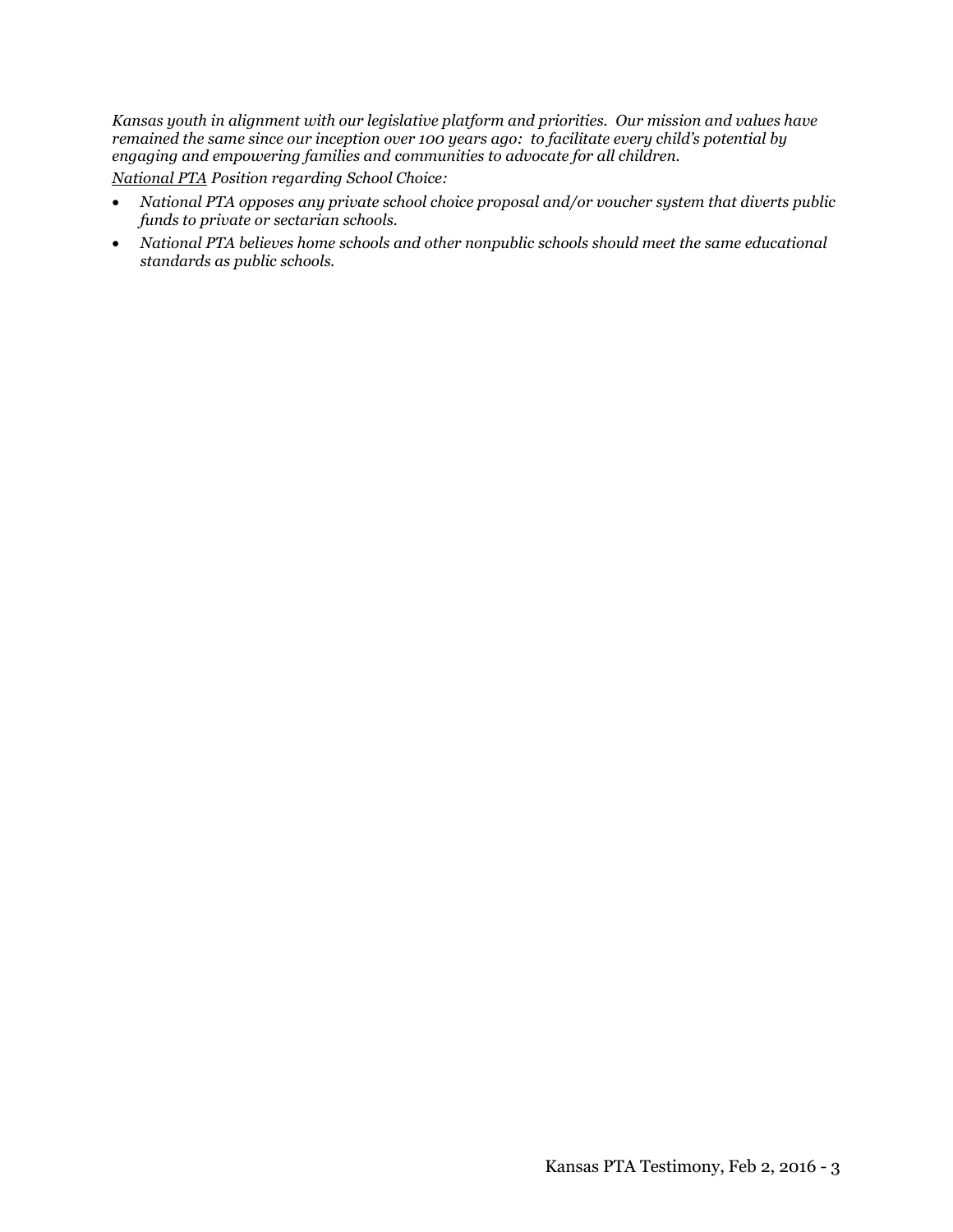*Kansas youth in alignment with our legislative platform and priorities. Our mission and values have remained the same since our inception over 100 years ago: to facilitate every child's potential by engaging and empowering families and communities to advocate for all children.*

*National PTA Position regarding School Choice:*

- *National PTA opposes any private school choice proposal and/or voucher system that diverts public funds to private or sectarian schools.*
- *National PTA believes home schools and other nonpublic schools should meet the same educational standards as public schools.*